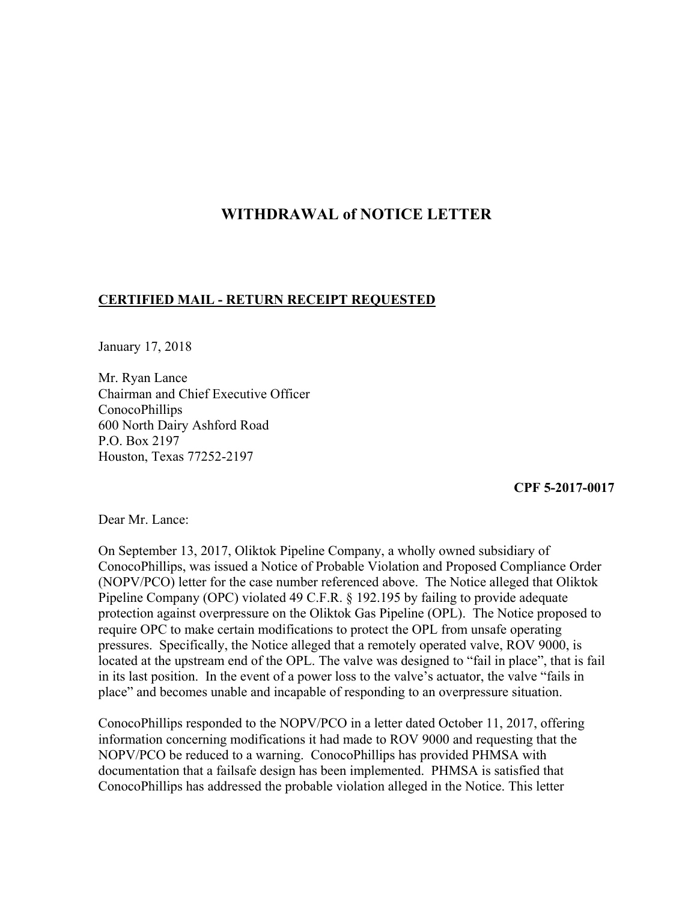# WITHDRAWAL of NOTICE LETTER

**CERTIFIED MAIL - RETURN RECEIPT REQUESTED**

January 17, 2018

Mr. Ryan Lance
Chairman and Chief Executive Officer
ConocoPhillips
600 North Dairy Ashford Road
P.O. Box 2197
Houston, Texas 77252-2197

**CPF 5-2017-0017**

Dear Mr. Lance:

On September 13, 2017, Oliktok Pipeline Company, a wholly owned subsidiary of ConocoPhillips, was issued a Notice of Probable Violation and Proposed Compliance Order (NOPV/PCO) letter for the case number referenced above. The Notice alleged that Oliktok Pipeline Company (OPC) violated 49 C.F.R. § 192.195 by failing to provide adequate protection against overpressure on the Oliktok Gas Pipeline (OPL). The Notice proposed to require OPC to make certain modifications to protect the OPL from unsafe operating pressures. Specifically, the Notice alleged that a remotely operated valve, ROV 9000, is located at the upstream end of the OPL. The valve was designed to "fail in place", that is fail in its last position. In the event of a power loss to the valve's actuator, the valve "fails in place" and becomes unable and incapable of responding to an overpressure situation.

ConocoPhillips responded to the NOPV/PCO in a letter dated October 11, 2017, offering information concerning modifications it had made to ROV 9000 and requesting that the NOPV/PCO be reduced to a warning. ConocoPhillips has provided PHMSA with documentation that a failsafe design has been implemented. PHMSA is satisfied that ConocoPhillips has addressed the probable violation alleged in the Notice. This letter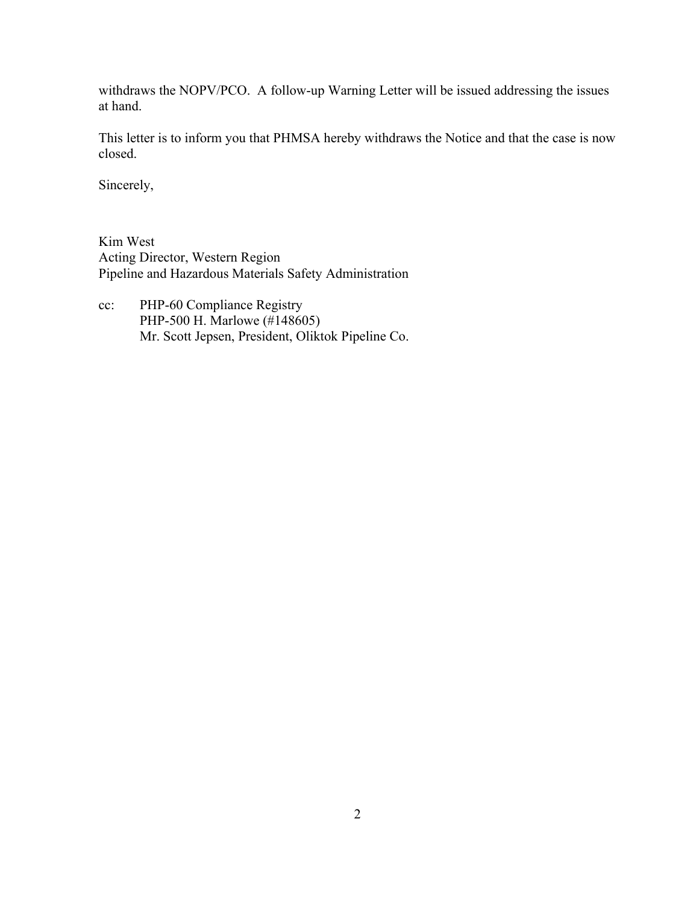withdraws the NOPV/PCO. A follow-up Warning Letter will be issued addressing the issues at hand.

This letter is to inform you that PHMSA hereby withdraws the Notice and that the case is now closed.

Sincerely,

Kim West
Acting Director, Western Region
Pipeline and Hazardous Materials Safety Administration

cc: PHP-60 Compliance Registry
PHP-500 H. Marlowe (#148605)
Mr. Scott Jepsen, President, Oliktok Pipeline Co.